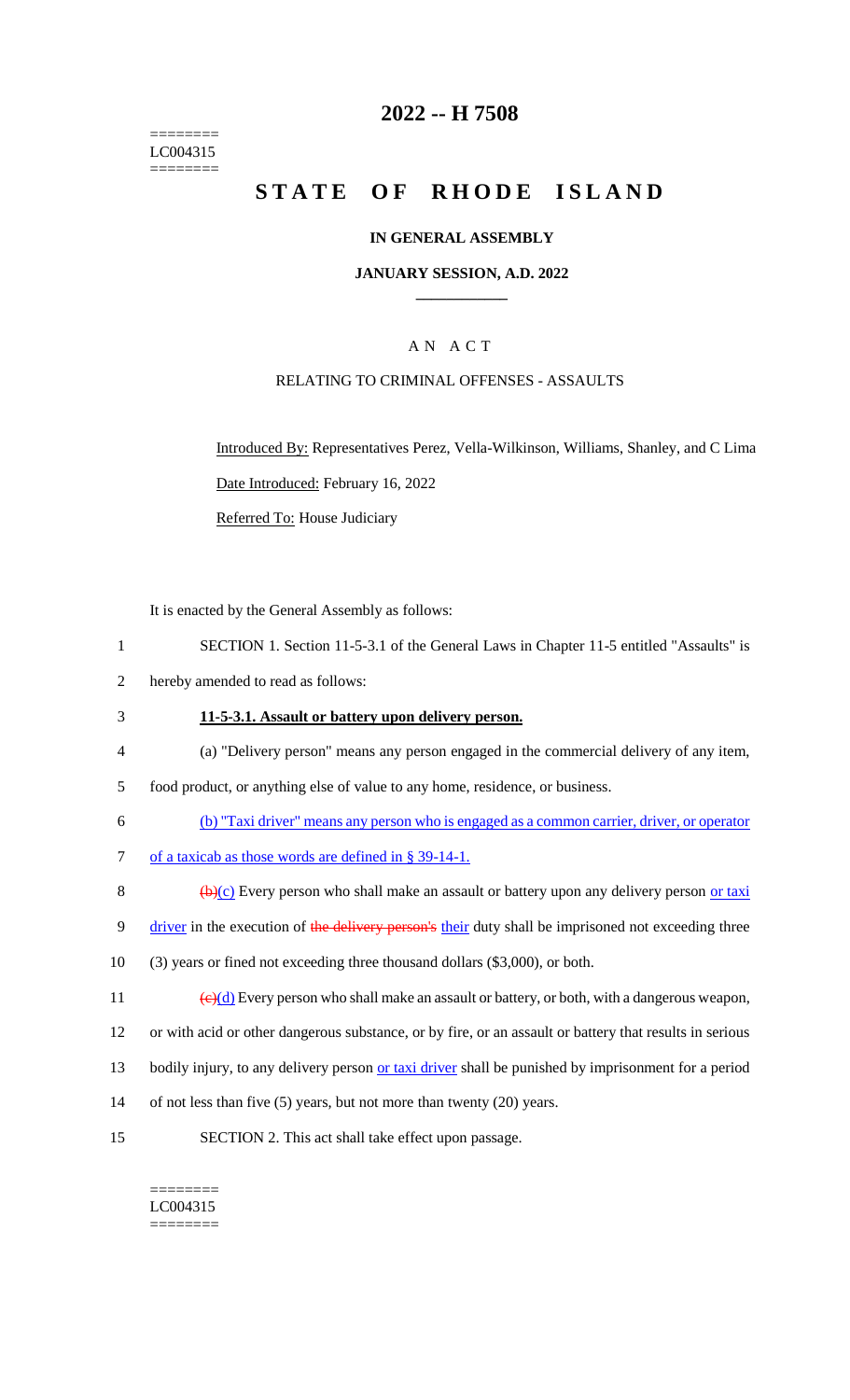========
LC004315
========

# 2022 -- H 7508

# STATE OF RHODE ISLAND

### IN GENERAL ASSEMBLY

### JANUARY SESSION, A.D. 2022

## A N A C T

RELATING TO CRIMINAL OFFENSES - ASSAULTS

Introduced By: Representatives Perez, Vella-Wilkinson, Williams, Shanley, and C Lima

Date Introduced: February 16, 2022

Referred To: House Judiciary

It is enacted by the General Assembly as follows:

1 SECTION 1. Section 11-5-3.1 of the General Laws in Chapter 11-5 entitled "Assaults" is
2 hereby amended to read as follows:

3 **11-5-3.1. Assault or battery upon delivery person.**

4 (a) "Delivery person" means any person engaged in the commercial delivery of any item,
5 food product, or anything else of value to any home, residence, or business.

6 (b) "Taxi driver" means any person who is engaged as a common carrier, driver, or operator
7 of a taxicab as those words are defined in § 39-14-1.

8 ~~(b)~~(c) Every person who shall make an assault or battery upon any delivery person or taxi
9 driver in the execution of ~~the delivery person's~~ their duty shall be imprisoned not exceeding three
10 (3) years or fined not exceeding three thousand dollars ($3,000), or both.

11 ~~(c)~~(d) Every person who shall make an assault or battery, or both, with a dangerous weapon,
12 or with acid or other dangerous substance, or by fire, or an assault or battery that results in serious
13 bodily injury, to any delivery person or taxi driver shall be punished by imprisonment for a period
14 of not less than five (5) years, but not more than twenty (20) years.

15 SECTION 2. This act shall take effect upon passage.

========
LC004315
========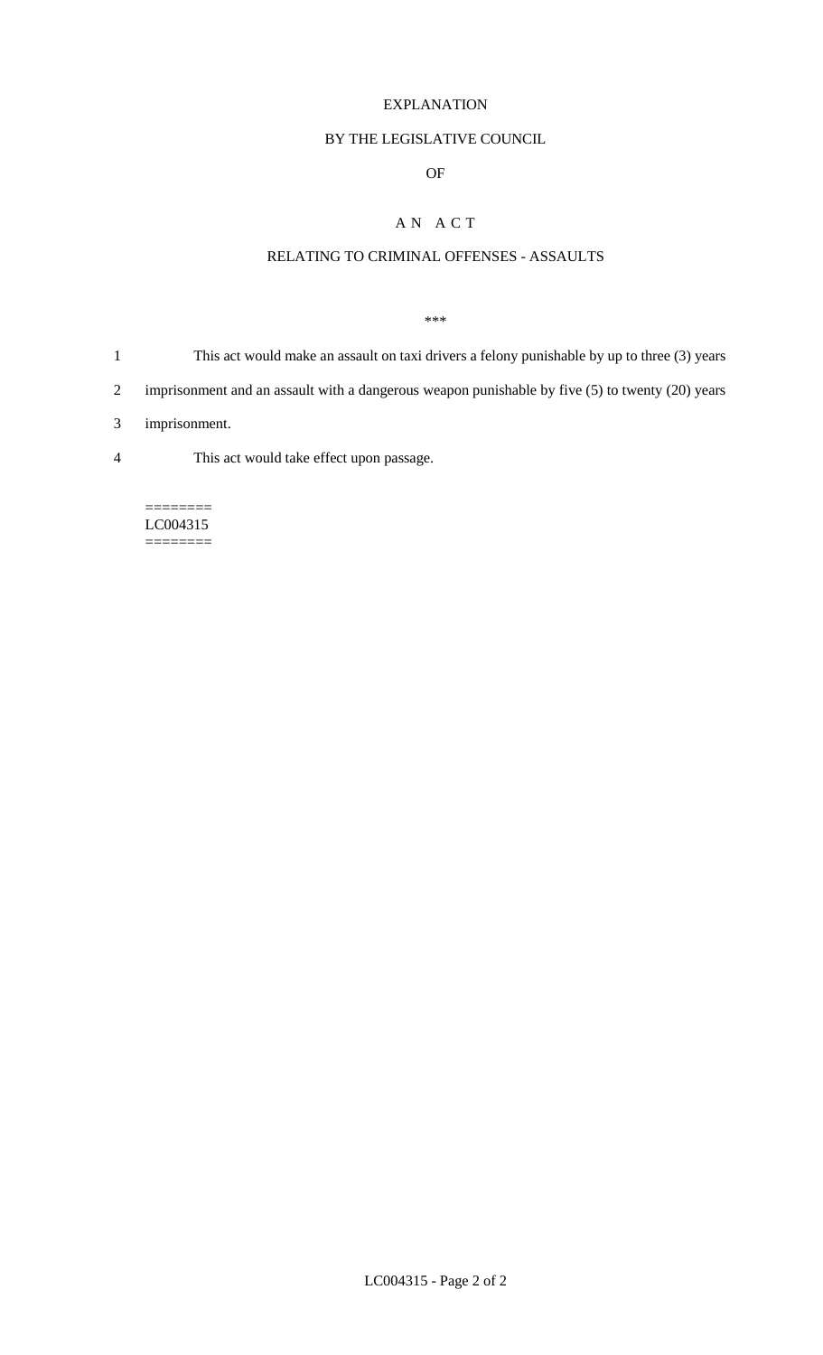EXPLANATION

BY THE LEGISLATIVE COUNCIL

OF

A N A C T

RELATING TO CRIMINAL OFFENSES - ASSAULTS

\*\*\*

1 This act would make an assault on taxi drivers a felony punishable by up to three (3) years
2 imprisonment and an assault with a dangerous weapon punishable by five (5) to twenty (20) years
3 imprisonment.
4 This act would take effect upon passage.

========
LC004315
========